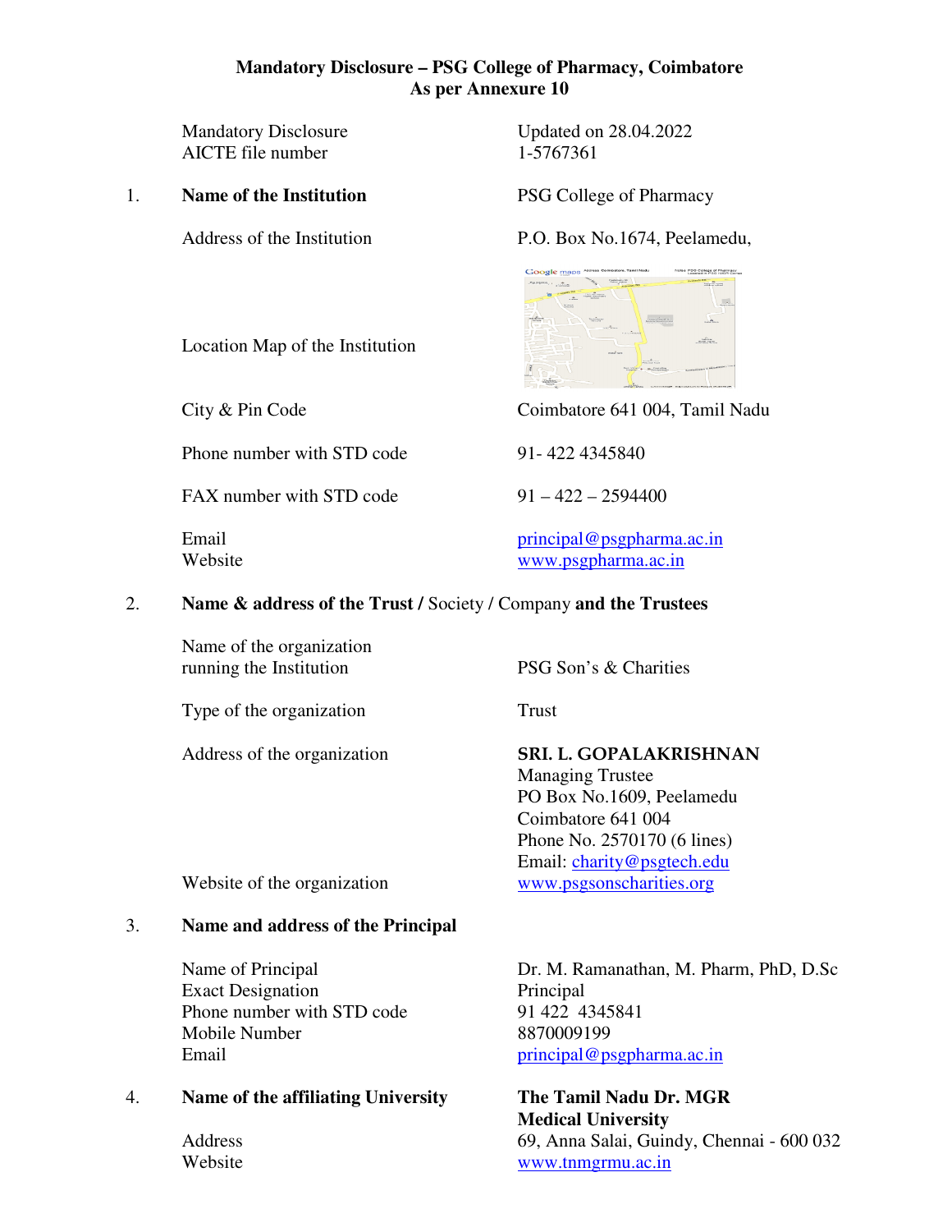**Mandatory Disclosure – PSG College of Pharmacy, Coimbatore**
**As per Annexure 10**

| | | |
|---|---|---|
| | Mandatory Disclosure | Updated on 28.04.2022 |
| | AICTE file number | 1-5767361 |
| 1. | **Name of the Institution** | PSG College of Pharmacy |
| | Address of the Institution | P.O. Box No.1674, Peelamedu, |
| | Location Map of the Institution | |
| | City & Pin Code | Coimbatore 641 004, Tamil Nadu |
| | Phone number with STD code | 91- 422 4345840 |
| | FAX number with STD code | 91 – 422 – 2594400 |
| | Email | principal@psgpharma.ac.in |
| | Website | www.psgpharma.ac.in |

2. **Name & address of the Trust /** Society / Company **and the Trustees**

| | |
|---|---|
| Name of the organization running the Institution | PSG Son's & Charities |
| Type of the organization | Trust |
| Address of the organization | **SRI. L. GOPALAKRISHNAN**<br>Managing Trustee<br>PO Box No.1609, Peelamedu<br>Coimbatore 641 004<br>Phone No. 2570170 (6 lines)<br>Email: charity@psgtech.edu |
| Website of the organization | www.psgsonscharities.org |

3. **Name and address of the Principal**

| | |
|---|---|
| Name of Principal | Dr. M. Ramanathan, M. Pharm, PhD, D.Sc |
| Exact Designation | Principal |
| Phone number with STD code | 91 422 4345841 |
| Mobile Number | 8870009199 |
| Email | principal@psgpharma.ac.in |

| | | |
|---|---|---|
| 4. | **Name of the affiliating University** | **The Tamil Nadu Dr. MGR Medical University** |
| | Address | 69, Anna Salai, Guindy, Chennai - 600 032 |
| | Website | www.tnmgrmu.ac.in |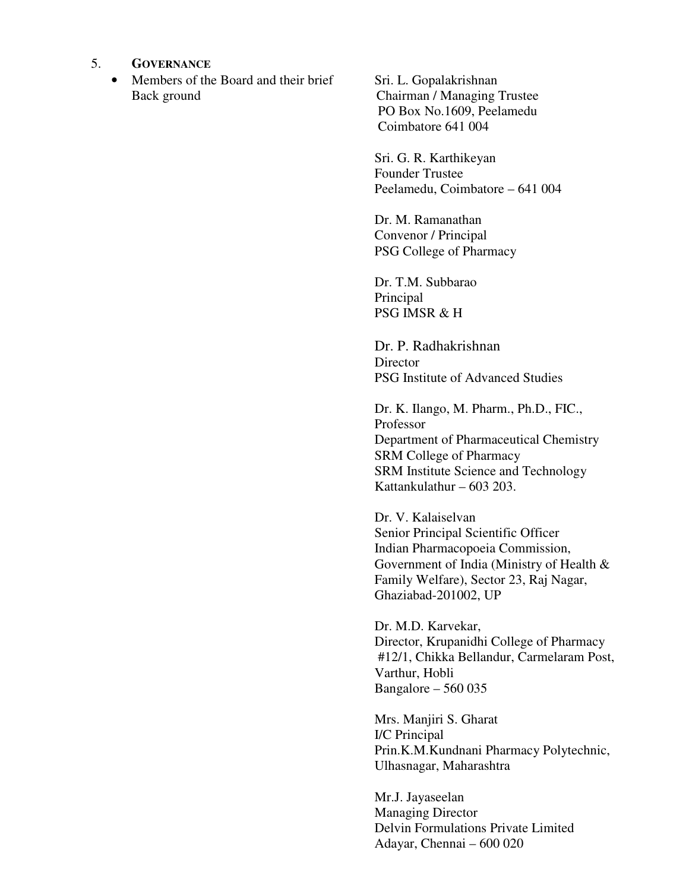5. **GOVERNANCE**

- Members of the Board and their brief Back ground

Sri. L. Gopalakrishnan
Chairman / Managing Trustee
PO Box No.1609, Peelamedu
Coimbatore 641 004

Sri. G. R. Karthikeyan
Founder Trustee
Peelamedu, Coimbatore – 641 004

Dr. M. Ramanathan
Convenor / Principal
PSG College of Pharmacy

Dr. T.M. Subbarao
Principal
PSG IMSR & H

Dr. P. Radhakrishnan
Director
PSG Institute of Advanced Studies

Dr. K. Ilango, M. Pharm., Ph.D., FIC.,
Professor
Department of Pharmaceutical Chemistry
SRM College of Pharmacy
SRM Institute Science and Technology
Kattankulathur – 603 203.

Dr. V. Kalaiselvan
Senior Principal Scientific Officer
Indian Pharmacopoeia Commission,
Government of India (Ministry of Health & Family Welfare), Sector 23, Raj Nagar,
Ghaziabad-201002, UP

Dr. M.D. Karvekar,
Director, Krupanidhi College of Pharmacy
#12/1, Chikka Bellandur, Carmelaram Post,
Varthur, Hobli
Bangalore – 560 035

Mrs. Manjiri S. Gharat
I/C Principal
Prin.K.M.Kundnani Pharmacy Polytechnic,
Ulhasnagar, Maharashtra

Mr.J. Jayaseelan
Managing Director
Delvin Formulations Private Limited
Adayar, Chennai – 600 020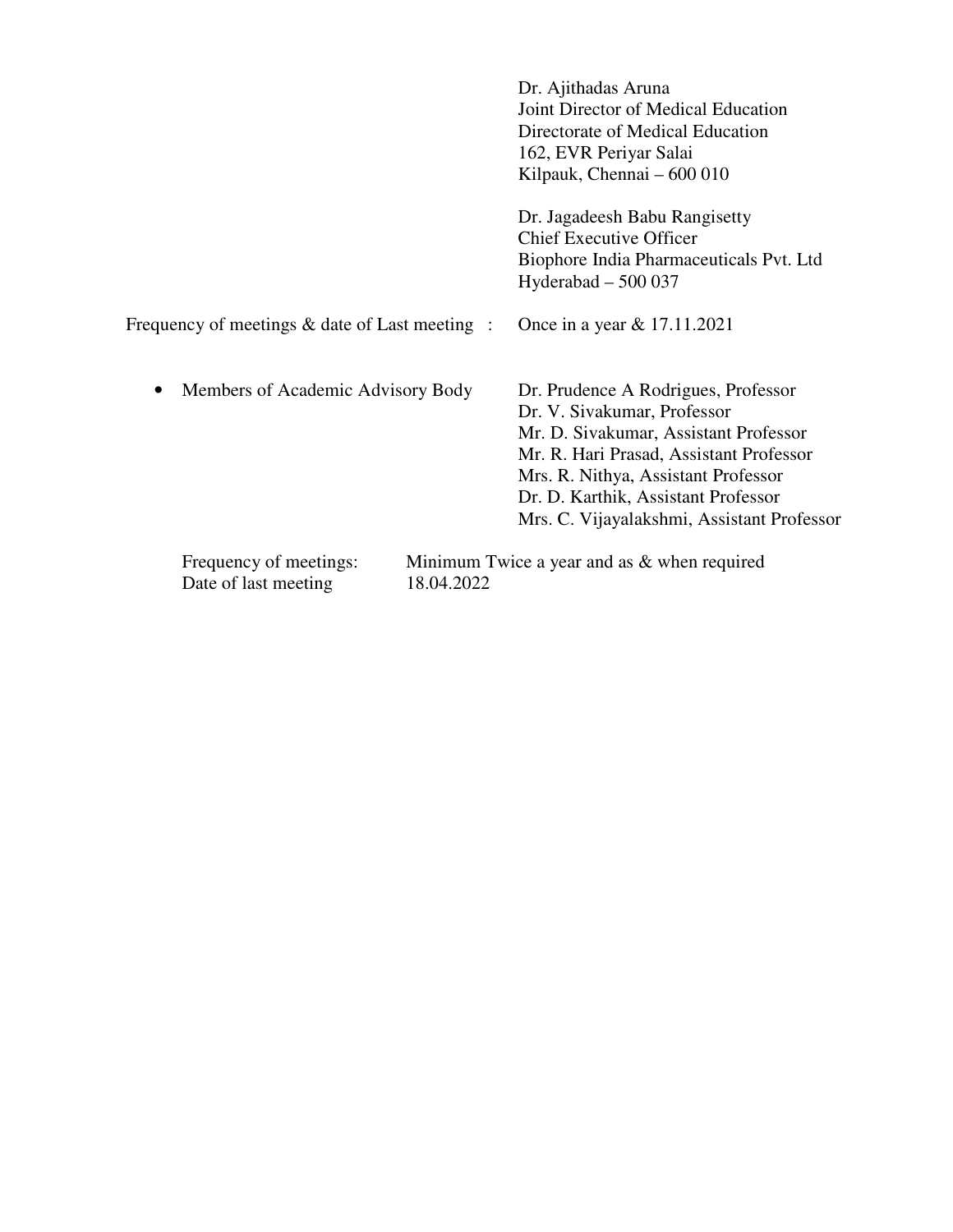Dr. Ajithadas Aruna
Joint Director of Medical Education
Directorate of Medical Education
162, EVR Periyar Salai
Kilpauk, Chennai – 600 010

Dr. Jagadeesh Babu Rangisetty
Chief Executive Officer
Biophore India Pharmaceuticals Pvt. Ltd
Hyderabad – 500 037

Frequency of meetings & date of Last meeting : Once in a year & 17.11.2021

- Members of Academic Advisory Body

  Dr. Prudence A Rodrigues, Professor
  Dr. V. Sivakumar, Professor
  Mr. D. Sivakumar, Assistant Professor
  Mr. R. Hari Prasad, Assistant Professor
  Mrs. R. Nithya, Assistant Professor
  Dr. D. Karthik, Assistant Professor
  Mrs. C. Vijayalakshmi, Assistant Professor

  Frequency of meetings: Minimum Twice a year and as & when required
  Date of last meeting 18.04.2022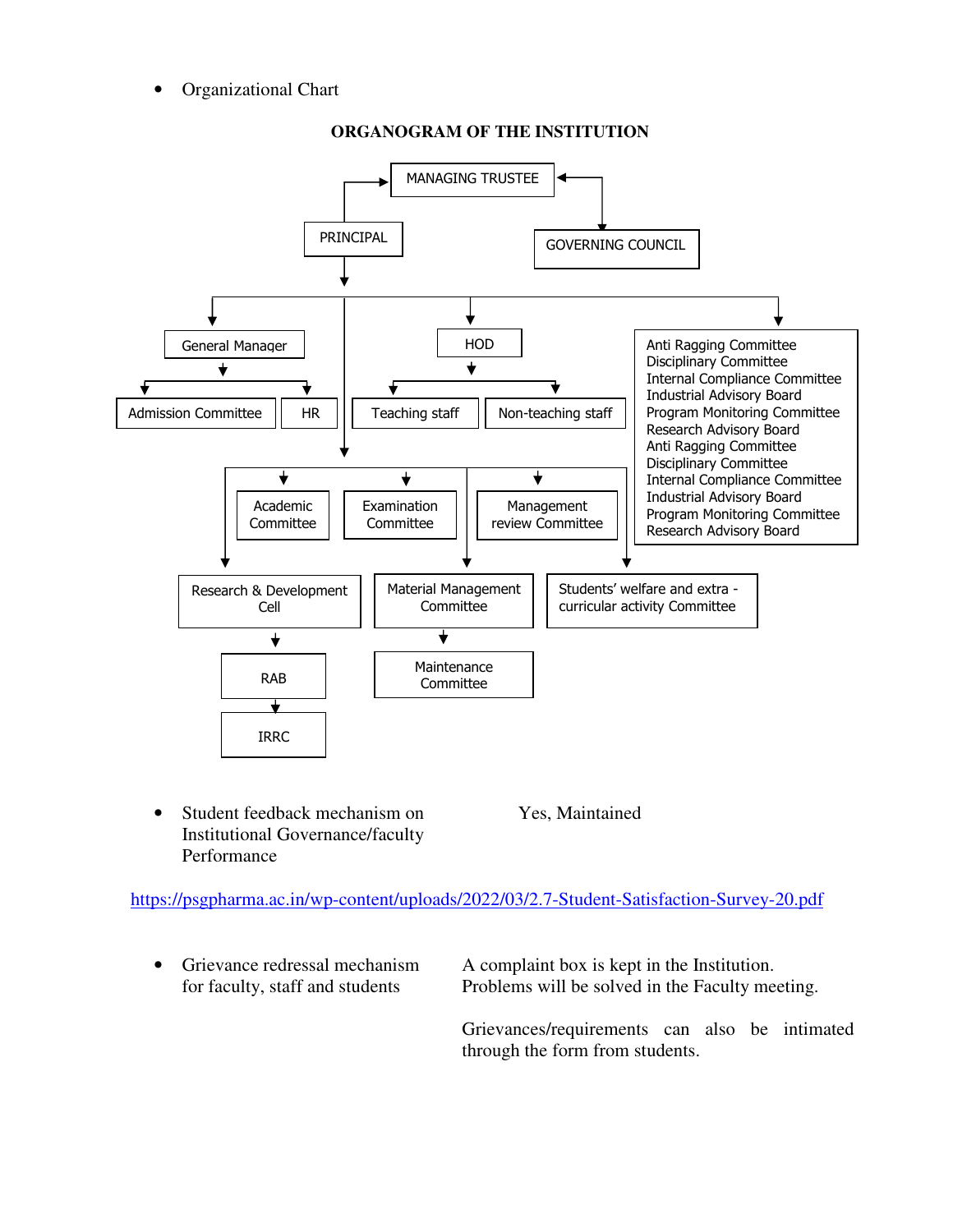- Organizational Chart

**ORGANOGRAM OF THE INSTITUTION**

MANAGING TRUSTEE

PRINCIPAL

GOVERNING COUNCIL

General Manager

Admission Committee

HR

HOD

Teaching staff

Non-teaching staff

Anti Ragging Committee
Disciplinary Committee
Internal Compliance Committee
Industrial Advisory Board
Program Monitoring Committee
Research Advisory Board
Anti Ragging Committee
Disciplinary Committee
Internal Compliance Committee
Industrial Advisory Board
Program Monitoring Committee
Research Advisory Board

Academic Committee

Examination Committee

Management review Committee

Research & Development Cell

Material Management Committee

Students' welfare and extra - curricular activity Committee

RAB

IRRC

Maintenance Committee

- Student feedback mechanism on Institutional Governance/faculty Performance — Yes, Maintained

https://psgpharma.ac.in/wp-content/uploads/2022/03/2.7-Student-Satisfaction-Survey-20.pdf

- Grievance redressal mechanism for faculty, staff and students — A complaint box is kept in the Institution. Problems will be solved in the Faculty meeting.

  Grievances/requirements can also be intimated through the form from students.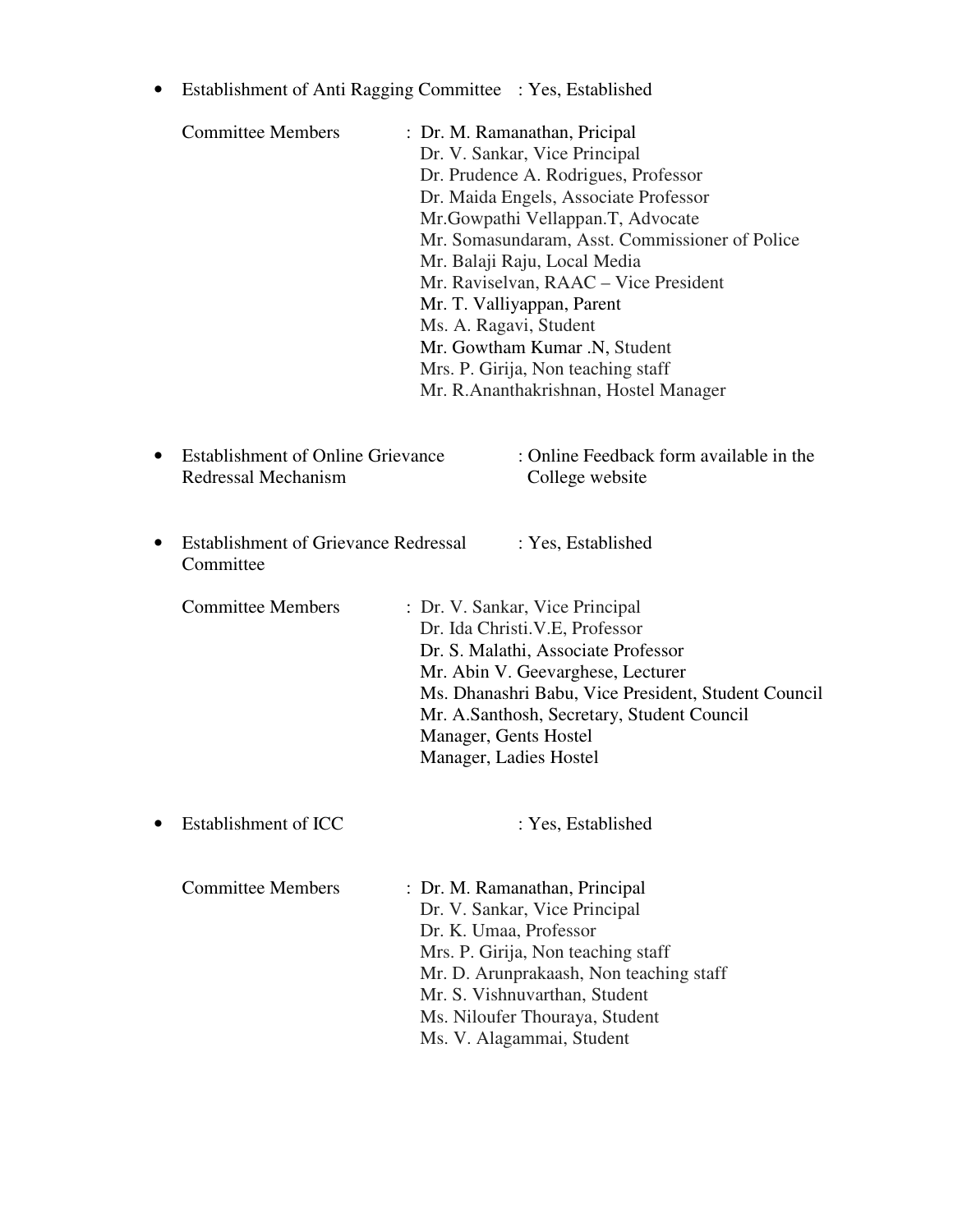- Establishment of Anti Ragging Committee : Yes, Established

  Committee Members : Dr. M. Ramanathan, Pricipal
  Dr. V. Sankar, Vice Principal
  Dr. Prudence A. Rodrigues, Professor
  Dr. Maida Engels, Associate Professor
  Mr.Gowpathi Vellappan.T, Advocate
  Mr. Somasundaram, Asst. Commissioner of Police
  Mr. Balaji Raju, Local Media
  Mr. Raviselvan, RAAC – Vice President
  Mr. T. Valliyappan, Parent
  Ms. A. Ragavi, Student
  Mr. Gowtham Kumar .N, Student
  Mrs. P. Girija, Non teaching staff
  Mr. R.Ananthakrishnan, Hostel Manager

- Establishment of Online Grievance Redressal Mechanism : Online Feedback form available in the College website

- Establishment of Grievance Redressal Committee : Yes, Established

  Committee Members : Dr. V. Sankar, Vice Principal
  Dr. Ida Christi.V.E, Professor
  Dr. S. Malathi, Associate Professor
  Mr. Abin V. Geevarghese, Lecturer
  Ms. Dhanashri Babu, Vice President, Student Council
  Mr. A.Santhosh, Secretary, Student Council
  Manager, Gents Hostel
  Manager, Ladies Hostel

- Establishment of ICC : Yes, Established

  Committee Members : Dr. M. Ramanathan, Principal
  Dr. V. Sankar, Vice Principal
  Dr. K. Umaa, Professor
  Mrs. P. Girija, Non teaching staff
  Mr. D. Arunprakaash, Non teaching staff
  Mr. S. Vishnuvarthan, Student
  Ms. Niloufer Thouraya, Student
  Ms. V. Alagammai, Student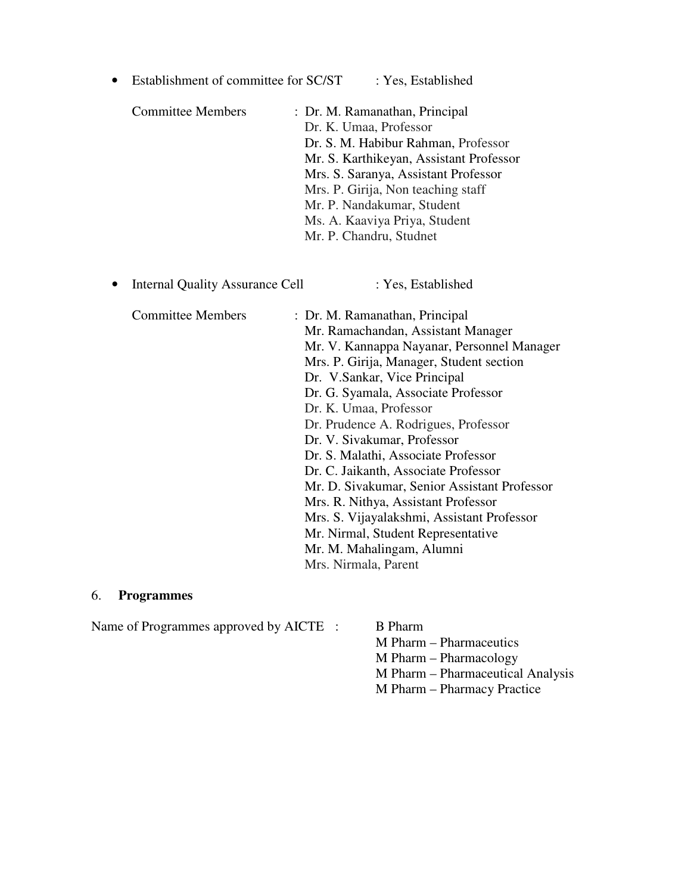- Establishment of committee for SC/ST : Yes, Established

  Committee Members : Dr. M. Ramanathan, Principal
  Dr. K. Umaa, Professor
  Dr. S. M. Habibur Rahman, Professor
  Mr. S. Karthikeyan, Assistant Professor
  Mrs. S. Saranya, Assistant Professor
  Mrs. P. Girija, Non teaching staff
  Mr. P. Nandakumar, Student
  Ms. A. Kaaviya Priya, Student
  Mr. P. Chandru, Studnet

- Internal Quality Assurance Cell : Yes, Established

  Committee Members : Dr. M. Ramanathan, Principal
  Mr. Ramachandan, Assistant Manager
  Mr. V. Kannappa Nayanar, Personnel Manager
  Mrs. P. Girija, Manager, Student section
  Dr. V.Sankar, Vice Principal
  Dr. G. Syamala, Associate Professor
  Dr. K. Umaa, Professor
  Dr. Prudence A. Rodrigues, Professor
  Dr. V. Sivakumar, Professor
  Dr. S. Malathi, Associate Professor
  Dr. C. Jaikanth, Associate Professor
  Mr. D. Sivakumar, Senior Assistant Professor
  Mrs. R. Nithya, Assistant Professor
  Mrs. S. Vijayalakshmi, Assistant Professor
  Mr. Nirmal, Student Representative
  Mr. M. Mahalingam, Alumni
  Mrs. Nirmala, Parent

## 6. Programmes

Name of Programmes approved by AICTE : B Pharm
M Pharm – Pharmaceutics
M Pharm – Pharmacology
M Pharm – Pharmaceutical Analysis
M Pharm – Pharmacy Practice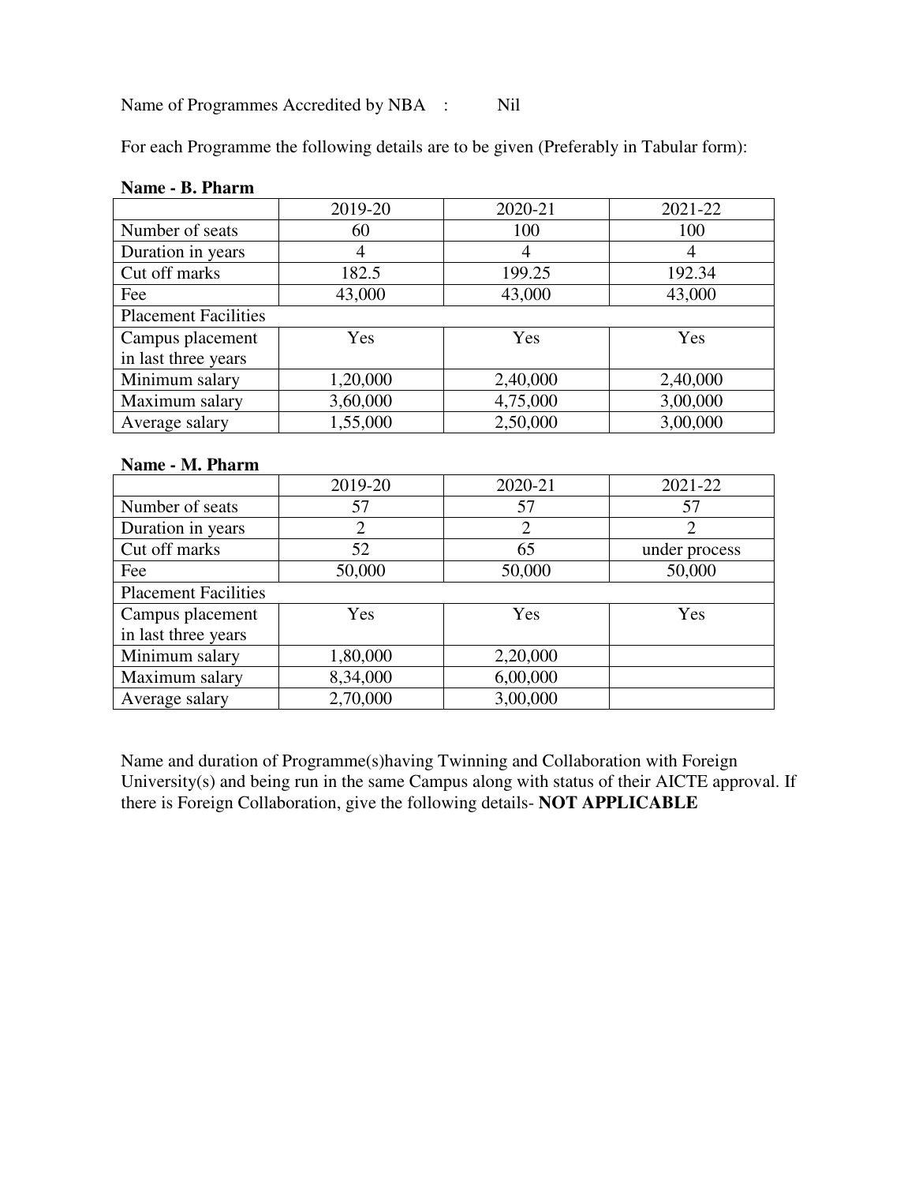Name of Programmes Accredited by NBA : Nil

For each Programme the following details are to be given (Preferably in Tabular form):

**Name - B. Pharm**

| | 2019-20 | 2020-21 | 2021-22 |
|---|---|---|---|
| Number of seats | 60 | 100 | 100 |
| Duration in years | 4 | 4 | 4 |
| Cut off marks | 182.5 | 199.25 | 192.34 |
| Fee | 43,000 | 43,000 | 43,000 |
| Placement Facilities | | | |
| Campus placement in last three years | Yes | Yes | Yes |
| Minimum salary | 1,20,000 | 2,40,000 | 2,40,000 |
| Maximum salary | 3,60,000 | 4,75,000 | 3,00,000 |
| Average salary | 1,55,000 | 2,50,000 | 3,00,000 |

**Name - M. Pharm**

| | 2019-20 | 2020-21 | 2021-22 |
|---|---|---|---|
| Number of seats | 57 | 57 | 57 |
| Duration in years | 2 | 2 | 2 |
| Cut off marks | 52 | 65 | under process |
| Fee | 50,000 | 50,000 | 50,000 |
| Placement Facilities | | | |
| Campus placement in last three years | Yes | Yes | Yes |
| Minimum salary | 1,80,000 | 2,20,000 | |
| Maximum salary | 8,34,000 | 6,00,000 | |
| Average salary | 2,70,000 | 3,00,000 | |

Name and duration of Programme(s)having Twinning and Collaboration with Foreign University(s) and being run in the same Campus along with status of their AICTE approval. If there is Foreign Collaboration, give the following details- **NOT APPLICABLE**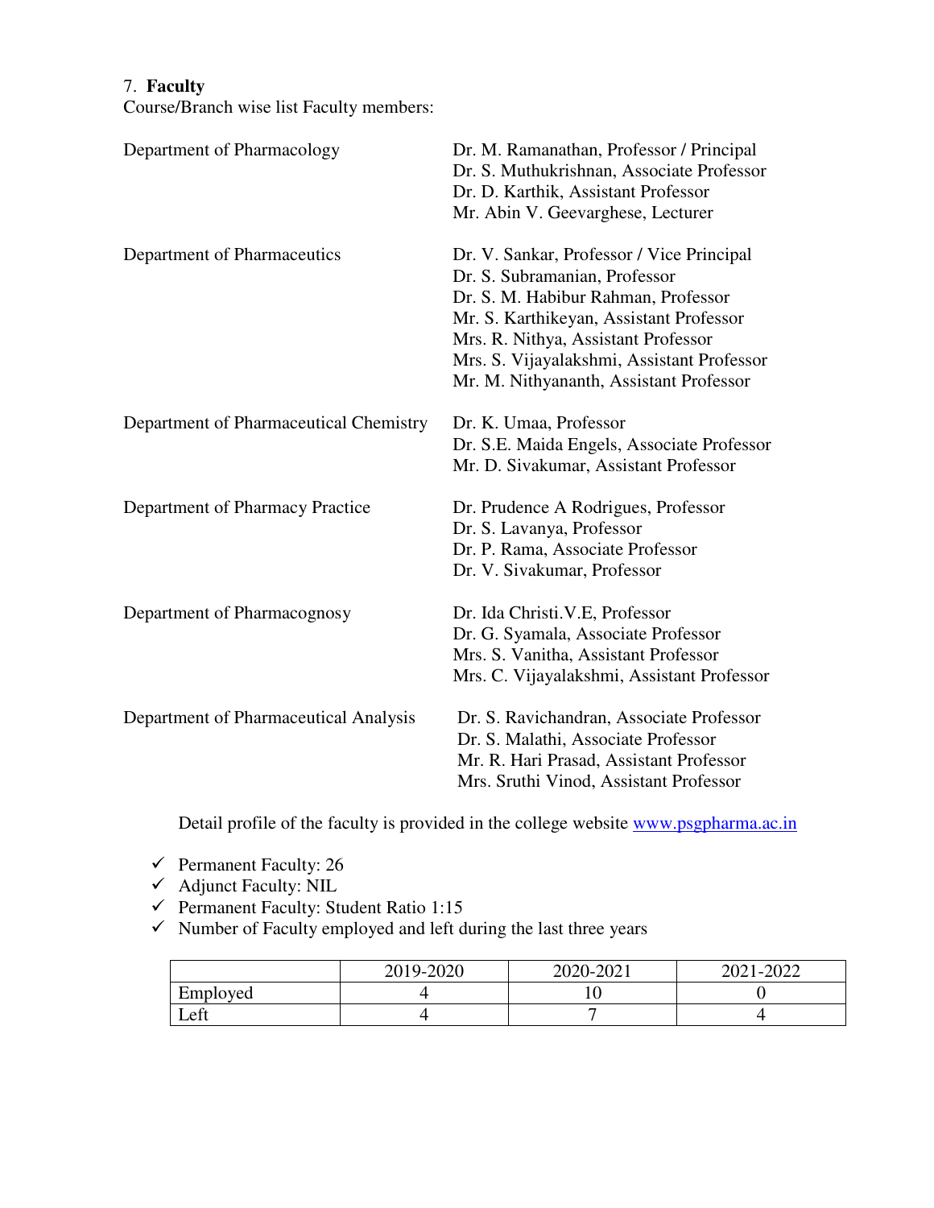7. **Faculty**

Course/Branch wise list Faculty members:

| Department | Faculty |
|---|---|
| Department of Pharmacology | Dr. M. Ramanathan, Professor / Principal<br>Dr. S. Muthukrishnan, Associate Professor<br>Dr. D. Karthik, Assistant Professor<br>Mr. Abin V. Geevarghese, Lecturer |
| Department of Pharmaceutics | Dr. V. Sankar, Professor / Vice Principal<br>Dr. S. Subramanian, Professor<br>Dr. S. M. Habibur Rahman, Professor<br>Mr. S. Karthikeyan, Assistant Professor<br>Mrs. R. Nithya, Assistant Professor<br>Mrs. S. Vijayalakshmi, Assistant Professor<br>Mr. M. Nithyananth, Assistant Professor |
| Department of Pharmaceutical Chemistry | Dr. K. Umaa, Professor<br>Dr. S.E. Maida Engels, Associate Professor<br>Mr. D. Sivakumar, Assistant Professor |
| Department of Pharmacy Practice | Dr. Prudence A Rodrigues, Professor<br>Dr. S. Lavanya, Professor<br>Dr. P. Rama, Associate Professor<br>Dr. V. Sivakumar, Professor |
| Department of Pharmacognosy | Dr. Ida Christi.V.E, Professor<br>Dr. G. Syamala, Associate Professor<br>Mrs. S. Vanitha, Assistant Professor<br>Mrs. C. Vijayalakshmi, Assistant Professor |
| Department of Pharmaceutical Analysis | Dr. S. Ravichandran, Associate Professor<br>Dr. S. Malathi, Associate Professor<br>Mr. R. Hari Prasad, Assistant Professor<br>Mrs. Sruthi Vinod, Assistant Professor |

Detail profile of the faculty is provided in the college website [www.psgpharma.ac.in](http://www.psgpharma.ac.in)

- ✓ Permanent Faculty: 26
- ✓ Adjunct Faculty: NIL
- ✓ Permanent Faculty: Student Ratio 1:15
- ✓ Number of Faculty employed and left during the last three years

| | 2019-2020 | 2020-2021 | 2021-2022 |
|---|---|---|---|
| Employed | 4 | 10 | 0 |
| Left | 4 | 7 | 4 |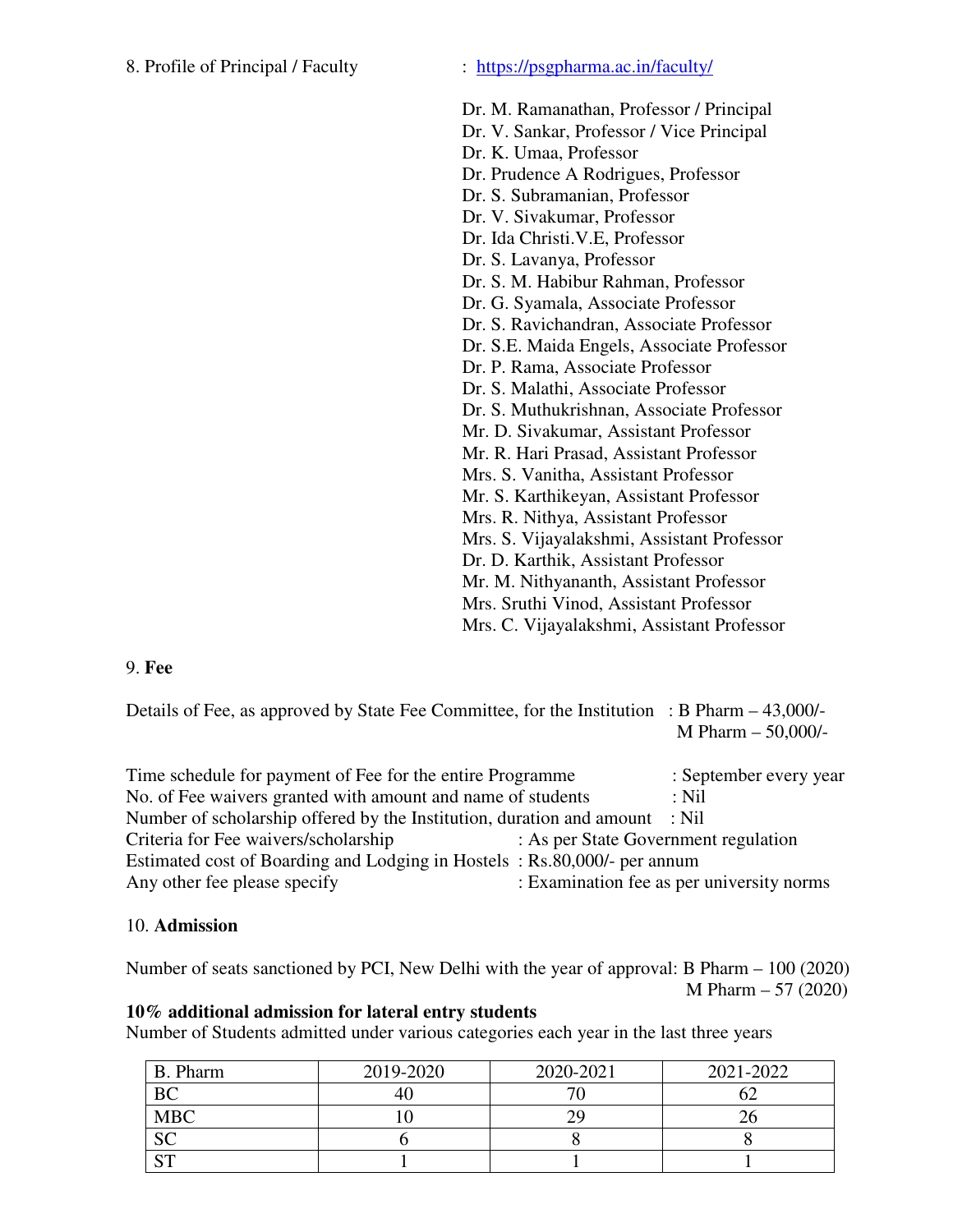8. Profile of Principal / Faculty : https://psgpharma.ac.in/faculty/

Dr. M. Ramanathan, Professor / Principal
Dr. V. Sankar, Professor / Vice Principal
Dr. K. Umaa, Professor
Dr. Prudence A Rodrigues, Professor
Dr. S. Subramanian, Professor
Dr. V. Sivakumar, Professor
Dr. Ida Christi.V.E, Professor
Dr. S. Lavanya, Professor
Dr. S. M. Habibur Rahman, Professor
Dr. G. Syamala, Associate Professor
Dr. S. Ravichandran, Associate Professor
Dr. S.E. Maida Engels, Associate Professor
Dr. P. Rama, Associate Professor
Dr. S. Malathi, Associate Professor
Dr. S. Muthukrishnan, Associate Professor
Mr. D. Sivakumar, Assistant Professor
Mr. R. Hari Prasad, Assistant Professor
Mrs. S. Vanitha, Assistant Professor
Mr. S. Karthikeyan, Assistant Professor
Mrs. R. Nithya, Assistant Professor
Mrs. S. Vijayalakshmi, Assistant Professor
Dr. D. Karthik, Assistant Professor
Mr. M. Nithyananth, Assistant Professor
Mrs. Sruthi Vinod, Assistant Professor
Mrs. C. Vijayalakshmi, Assistant Professor

9. **Fee**

Details of Fee, as approved by State Fee Committee, for the Institution : B Pharm – 43,000/-
M Pharm – 50,000/-

Time schedule for payment of Fee for the entire Programme : September every year
No. of Fee waivers granted with amount and name of students : Nil
Number of scholarship offered by the Institution, duration and amount : Nil
Criteria for Fee waivers/scholarship : As per State Government regulation
Estimated cost of Boarding and Lodging in Hostels : Rs.80,000/- per annum
Any other fee please specify : Examination fee as per university norms

10. **Admission**

Number of seats sanctioned by PCI, New Delhi with the year of approval: B Pharm – 100 (2020)
M Pharm – 57 (2020)

**10% additional admission for lateral entry students**

Number of Students admitted under various categories each year in the last three years

| B. Pharm | 2019-2020 | 2020-2021 | 2021-2022 |
|---|---|---|---|
| BC | 40 | 70 | 62 |
| MBC | 10 | 29 | 26 |
| SC | 6 | 8 | 8 |
| ST | 1 | 1 | 1 |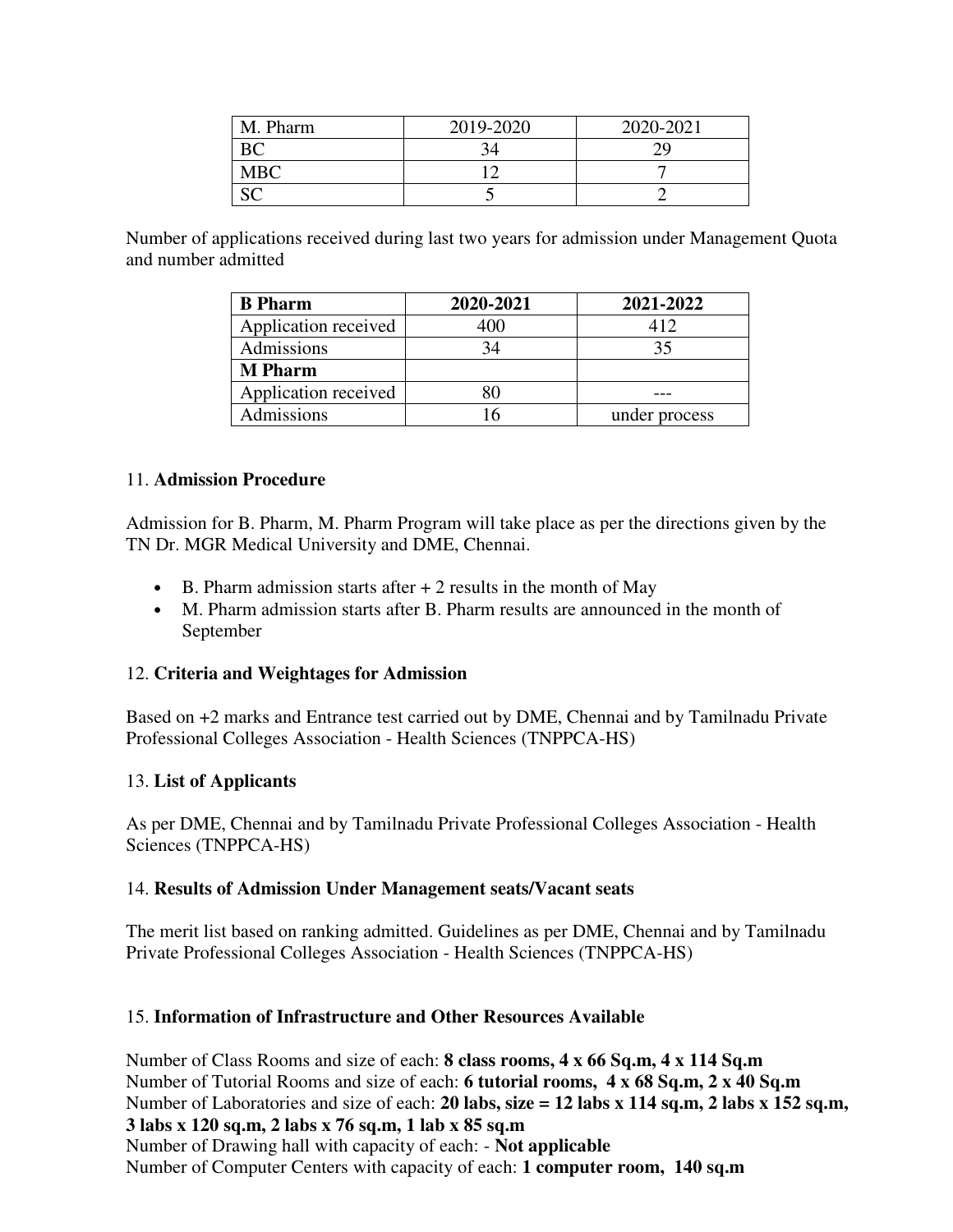| M. Pharm | 2019-2020 | 2020-2021 |
|---|---|---|
| BC | 34 | 29 |
| MBC | 12 | 7 |
| SC | 5 | 2 |

Number of applications received during last two years for admission under Management Quota and number admitted

| **B Pharm** | **2020-2021** | **2021-2022** |
|---|---|---|
| Application received | 400 | 412 |
| Admissions | 34 | 35 |
| **M Pharm** | | |
| Application received | 80 | --- |
| Admissions | 16 | under process |

11. **Admission Procedure**

Admission for B. Pharm, M. Pharm Program will take place as per the directions given by the TN Dr. MGR Medical University and DME, Chennai.

- B. Pharm admission starts after + 2 results in the month of May
- M. Pharm admission starts after B. Pharm results are announced in the month of September

12. **Criteria and Weightages for Admission**

Based on +2 marks and Entrance test carried out by DME, Chennai and by Tamilnadu Private Professional Colleges Association - Health Sciences (TNPPCA-HS)

13. **List of Applicants**

As per DME, Chennai and by Tamilnadu Private Professional Colleges Association - Health Sciences (TNPPCA-HS)

14. **Results of Admission Under Management seats/Vacant seats**

The merit list based on ranking admitted. Guidelines as per DME, Chennai and by Tamilnadu Private Professional Colleges Association - Health Sciences (TNPPCA-HS)

15. **Information of Infrastructure and Other Resources Available**

Number of Class Rooms and size of each: **8 class rooms, 4 x 66 Sq.m, 4 x 114 Sq.m**
Number of Tutorial Rooms and size of each: **6 tutorial rooms, 4 x 68 Sq.m, 2 x 40 Sq.m**
Number of Laboratories and size of each: **20 labs, size = 12 labs x 114 sq.m, 2 labs x 152 sq.m, 3 labs x 120 sq.m, 2 labs x 76 sq.m, 1 lab x 85 sq.m**
Number of Drawing hall with capacity of each: - **Not applicable**
Number of Computer Centers with capacity of each: **1 computer room, 140 sq.m**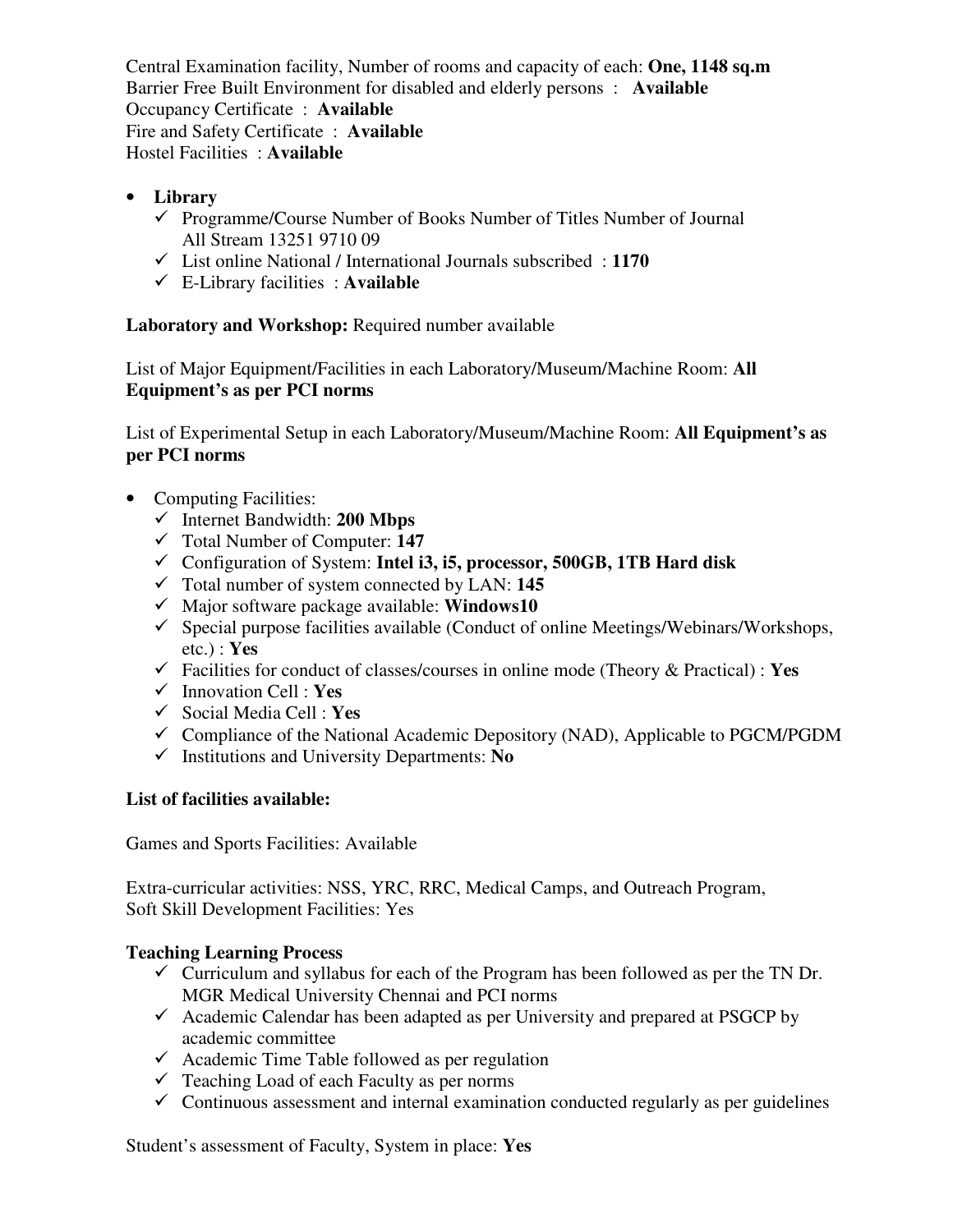Central Examination facility, Number of rooms and capacity of each: **One, 1148 sq.m**
Barrier Free Built Environment for disabled and elderly persons : **Available**
Occupancy Certificate : **Available**
Fire and Safety Certificate : **Available**
Hostel Facilities : **Available**

- **Library**
  - ✓ Programme/Course Number of Books Number of Titles Number of Journal
    All Stream 13251 9710 09
  - ✓ List online National / International Journals subscribed : **1170**
  - ✓ E-Library facilities : **Available**

**Laboratory and Workshop:** Required number available

List of Major Equipment/Facilities in each Laboratory/Museum/Machine Room: **All Equipment's as per PCI norms**

List of Experimental Setup in each Laboratory/Museum/Machine Room: **All Equipment's as per PCI norms**

- Computing Facilities:
  - ✓ Internet Bandwidth: **200 Mbps**
  - ✓ Total Number of Computer: **147**
  - ✓ Configuration of System: **Intel i3, i5, processor, 500GB, 1TB Hard disk**
  - ✓ Total number of system connected by LAN: **145**
  - ✓ Major software package available: **Windows10**
  - ✓ Special purpose facilities available (Conduct of online Meetings/Webinars/Workshops, etc.) : **Yes**
  - ✓ Facilities for conduct of classes/courses in online mode (Theory & Practical) : **Yes**
  - ✓ Innovation Cell : **Yes**
  - ✓ Social Media Cell : **Yes**
  - ✓ Compliance of the National Academic Depository (NAD), Applicable to PGCM/PGDM
  - ✓ Institutions and University Departments: **No**

**List of facilities available:**

Games and Sports Facilities: Available

Extra-curricular activities: NSS, YRC, RRC, Medical Camps, and Outreach Program,
Soft Skill Development Facilities: Yes

**Teaching Learning Process**

- ✓ Curriculum and syllabus for each of the Program has been followed as per the TN Dr. MGR Medical University Chennai and PCI norms
- ✓ Academic Calendar has been adapted as per University and prepared at PSGCP by academic committee
- ✓ Academic Time Table followed as per regulation
- ✓ Teaching Load of each Faculty as per norms
- ✓ Continuous assessment and internal examination conducted regularly as per guidelines

Student's assessment of Faculty, System in place: **Yes**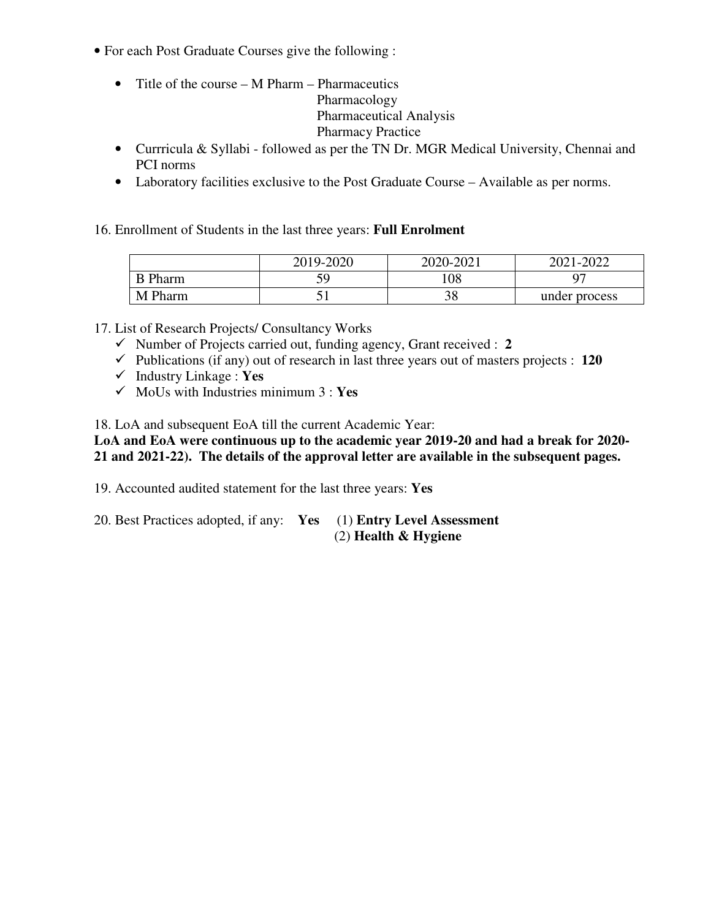- For each Post Graduate Courses give the following :

  - Title of the course – M Pharm – Pharmaceutics
    Pharmacology
    Pharmaceutical Analysis
    Pharmacy Practice
  - Currricula & Syllabi - followed as per the TN Dr. MGR Medical University, Chennai and PCI norms
  - Laboratory facilities exclusive to the Post Graduate Course – Available as per norms.

16. Enrollment of Students in the last three years: **Full Enrolment**

| | 2019-2020 | 2020-2021 | 2021-2022 |
|---|---|---|---|
| B Pharm | 59 | 108 | 97 |
| M Pharm | 51 | 38 | under process |

17. List of Research Projects/ Consultancy Works
    - ✓ Number of Projects carried out, funding agency, Grant received : **2**
    - ✓ Publications (if any) out of research in last three years out of masters projects : **120**
    - ✓ Industry Linkage : **Yes**
    - ✓ MoUs with Industries minimum 3 : **Yes**

18. LoA and subsequent EoA till the current Academic Year:
**LoA and EoA were continuous up to the academic year 2019-20 and had a break for 2020-21 and 2021-22). The details of the approval letter are available in the subsequent pages.**

19. Accounted audited statement for the last three years: **Yes**

20. Best Practices adopted, if any: **Yes** (1) **Entry Level Assessment**
(2) **Health & Hygiene**